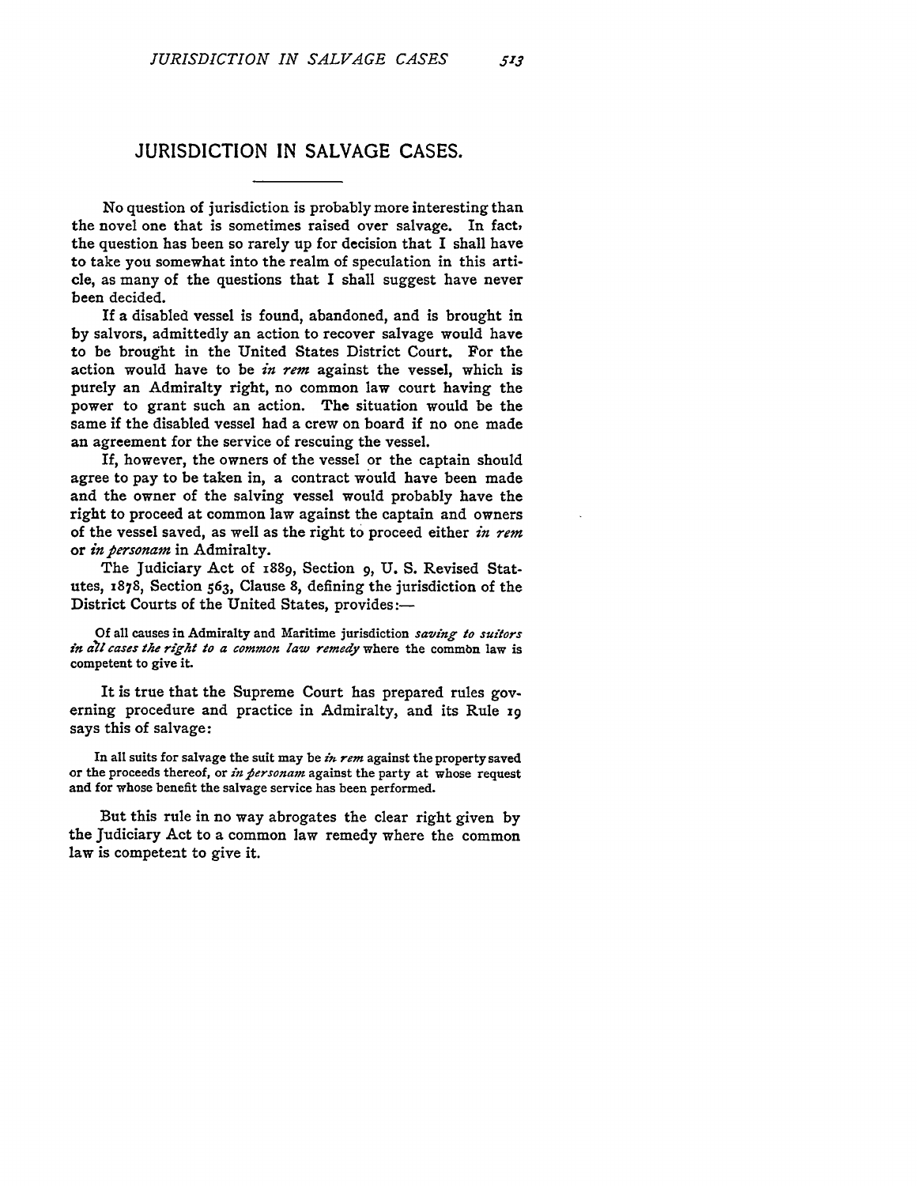# JURISDICTION IN SALVAGE CASES.

No question of jurisdiction is probably more interesting than the novel one that is sometimes raised over salvage. In fact, the question has been so rarely up for decision that I shall have to take you somewhat into the realm of speculation in this article, as many of the questions that I shall suggest have never been decided.

If a disabled vessel is found, abandoned, and is brought in by salvors, admittedly an action to recover salvage would have to be brought in the United States District Court. For the action would have to be *in rem* against the vessel, which is purely an Admiralty right, no common law court having the power to grant such an action. The situation would be the same if the disabled vessel had a crew on board if no one made an agreement for the service of rescuing the vessel.

If, however, the owners of the vessel or the captain should agree to pay to be taken in, a contract would have been made and the owner of the salving vessel would probably have the right to proceed at common law against the captain and owners of the vessel saved, as well as the right to proceed either *in rem* or *in personam* in Admiralty.

The Judiciary Act of 1889, Section 9, U. S. Revised Statutes, 1878, Section 563, Clause 8, defining the jurisdiction of the District Courts of the United States, provides:—

> Of all causes in Admiralty and Maritime jurisdiction *saving to suitors in all cases the right to a common law remedy* where the common law is competent to give it.

It is true that the Supreme Court has prepared rules governing procedure and practice in Admiralty, and its Rule 19 says this of salvage:

> In all suits for salvage the suit may be *in rem* against the property saved or the proceeds thereof, or *in personam* against the party at whose request and for whose benefit the salvage service has been performed.

But this rule in no way abrogates the clear right given by the Judiciary Act to a common law remedy where the common law is competent to give it.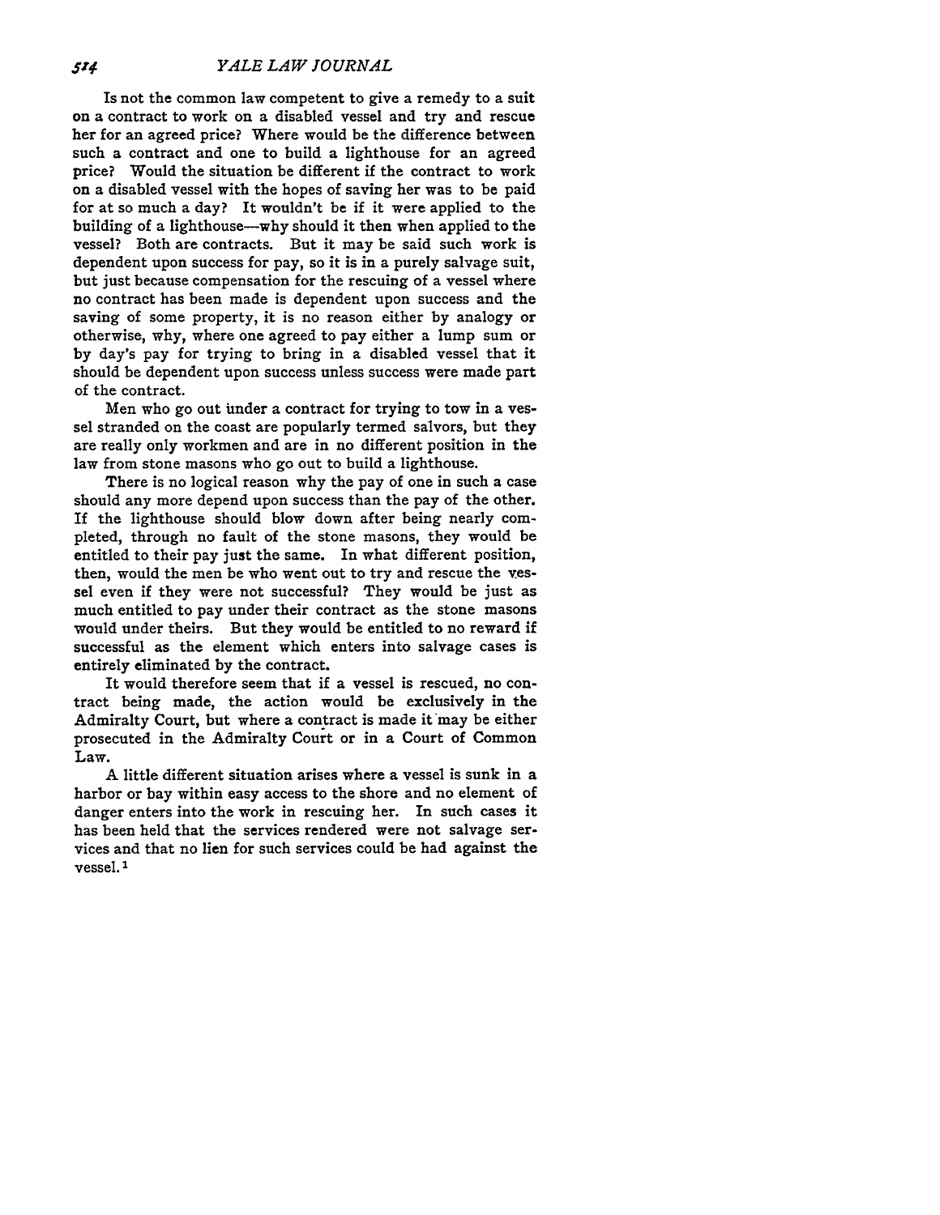Is not the common law competent to give a remedy to a suit on a contract to work on a disabled vessel and try and rescue her for an agreed price? Where would be the difference between such a contract and one to build a lighthouse for an agreed price? Would the situation be different if the contract to work on a disabled vessel with the hopes of saving her was to be paid for at so much a day? It wouldn't be if it were applied to the building of a lighthouse—why should it then when applied to the vessel? Both are contracts. But it may be said such work is dependent upon success for pay, so it is in a purely salvage suit, but just because compensation for the rescuing of a vessel where no contract has been made is dependent upon success and the saving of some property, it is no reason either by analogy or otherwise, why, where one agreed to pay either a lump sum or by day's pay for trying to bring in a disabled vessel that it should be dependent upon success unless success were made part of the contract.

Men who go out under a contract for trying to tow in a vessel stranded on the coast are popularly termed salvors, but they are really only workmen and are in no different position in the law from stone masons who go out to build a lighthouse.

There is no logical reason why the pay of one in such a case should any more depend upon success than the pay of the other. If the lighthouse should blow down after being nearly completed, through no fault of the stone masons, they would be entitled to their pay just the same. In what different position, then, would the men be who went out to try and rescue the vessel even if they were not successful? They would be just as much entitled to pay under their contract as the stone masons would under theirs. But they would be entitled to no reward if successful as the element which enters into salvage cases is entirely eliminated by the contract.

It would therefore seem that if a vessel is rescued, no contract being made, the action would be exclusively in the Admiralty Court, but where a contract is made it may be either prosecuted in the Admiralty Court or in a Court of Common Law.

A little different situation arises where a vessel is sunk in a harbor or bay within easy access to the shore and no element of danger enters into the work in rescuing her. In such cases it has been held that the services rendered were not salvage services and that no lien for such services could be had against the vessel.[1]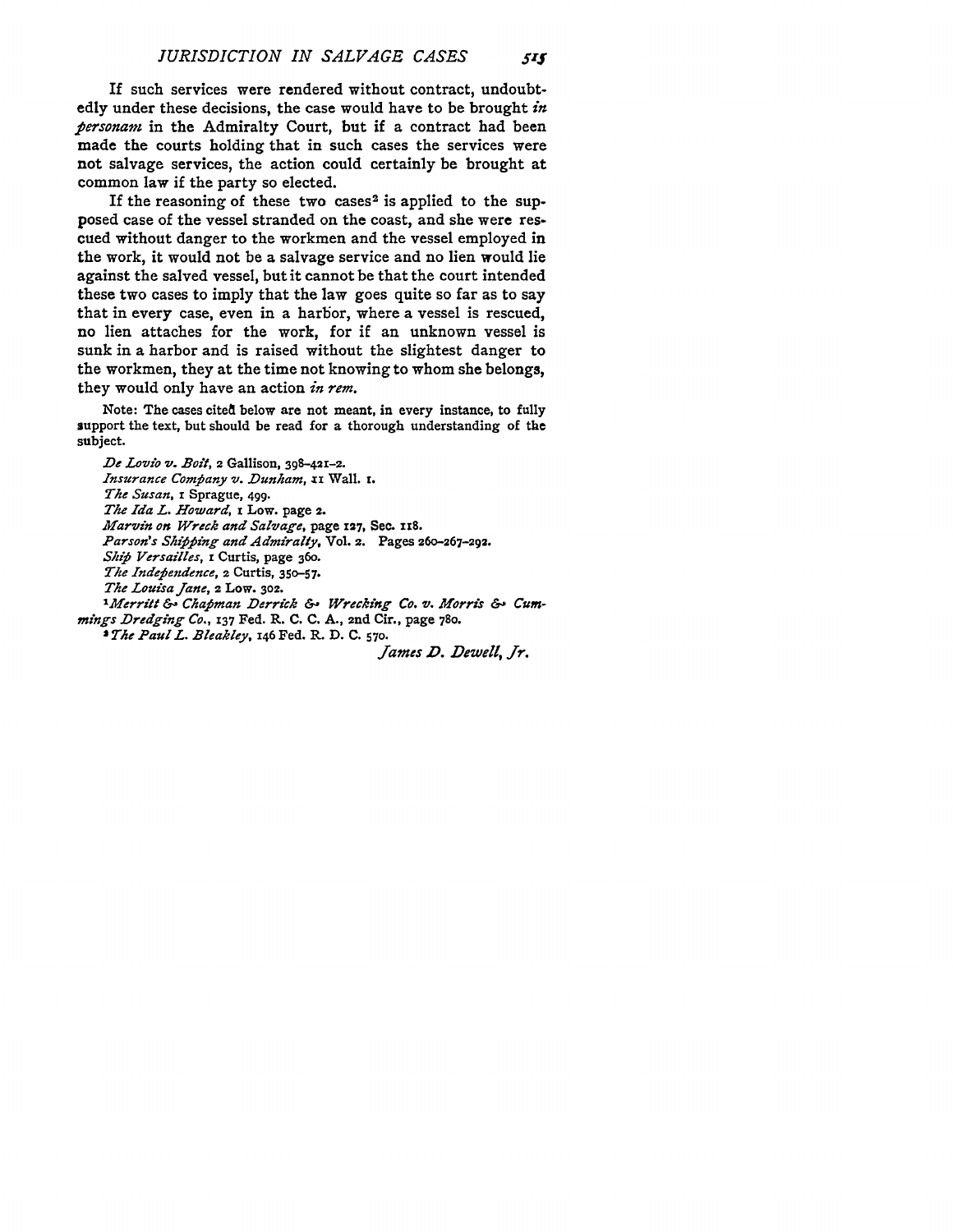If such services were rendered without contract, undoubtedly under these decisions, the case would have to be brought *in personam* in the Admiralty Court, but if a contract had been made the courts holding that in such cases the services were not salvage services, the action could certainly be brought at common law if the party so elected.

If the reasoning of these two cases[2] is applied to the supposed case of the vessel stranded on the coast, and she were rescued without danger to the workmen and the vessel employed in the work, it would not be a salvage service and no lien would lie against the salved vessel, but it cannot be that the court intended these two cases to imply that the law goes quite so far as to say that in every case, even in a harbor, where a vessel is rescued, no lien attaches for the work, for if an unknown vessel is sunk in a harbor and is raised without the slightest danger to the workmen, they at the time not knowing to whom she belongs, they would only have an action *in rem*.

Note: The cases cited below are not meant, in every instance, to fully support the text, but should be read for a thorough understanding of the subject.

*De Lovio v. Boit*, 2 Gallison, 398–421–2.
*Insurance Company v. Dunham*, 11 Wall. 1.
*The Susan*, 1 Sprague, 499.
*The Ida L. Howard*, 1 Low. page 2.
*Marvin on Wreck and Salvage*, page 127, Sec. 118.
*Parson's Shipping and Admiralty*, Vol. 2. Pages 260–267–292.
*Ship Versailles*, 1 Curtis, page 360.
*The Independence*, 2 Curtis, 350–57.
*The Louisa Jane*, 2 Low. 302.
[1] *Merritt & Chapman Derrick & Wrecking Co. v. Morris & Cummings Dredging Co.*, 137 Fed. R. C. C. A., 2nd Cir., page 780.
[2] *The Paul L. Bleakley*, 146 Fed. R. D. C. 570.

*James D. Dewell, Jr.*